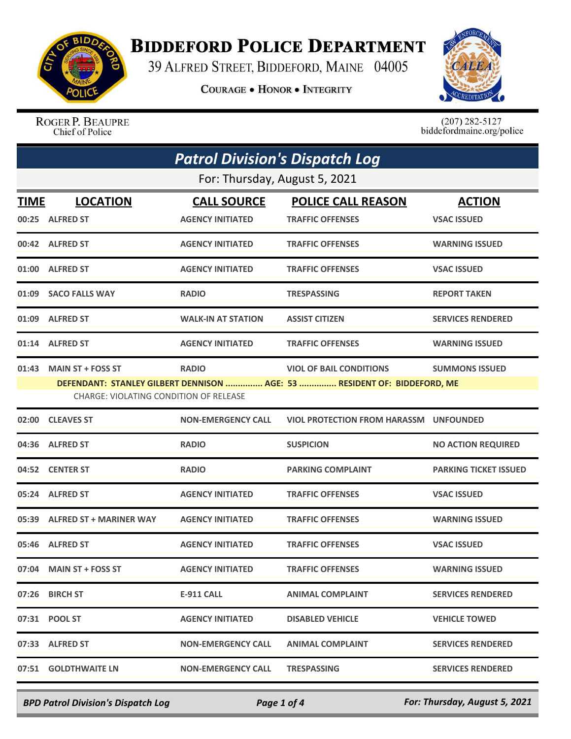# Biddeford Police Department

39 Alfred Street, Biddeford, Maine 04005

Courage • Honor • Integrity

Roger P. Beaupre
Chief of Police

(207) 282-5127
biddefordmaine.org/police

## Patrol Division's Dispatch Log

For: Thursday, August 5, 2021

| TIME | LOCATION | CALL SOURCE | POLICE CALL REASON | ACTION |
|---|---|---|---|---|
| 00:25 | ALFRED ST | AGENCY INITIATED | TRAFFIC OFFENSES | VSAC ISSUED |
| 00:42 | ALFRED ST | AGENCY INITIATED | TRAFFIC OFFENSES | WARNING ISSUED |
| 01:00 | ALFRED ST | AGENCY INITIATED | TRAFFIC OFFENSES | VSAC ISSUED |
| 01:09 | SACO FALLS WAY | RADIO | TRESPASSING | REPORT TAKEN |
| 01:09 | ALFRED ST | WALK-IN AT STATION | ASSIST CITIZEN | SERVICES RENDERED |
| 01:14 | ALFRED ST | AGENCY INITIATED | TRAFFIC OFFENSES | WARNING ISSUED |
| 01:43 | MAIN ST + FOSS ST | RADIO | VIOL OF BAIL CONDITIONS | SUMMONS ISSUED |

**DEFENDANT: STANLEY GILBERT DENNISON ............... AGE: 53 ............... RESIDENT OF: BIDDEFORD, ME**
CHARGE: VIOLATING CONDITION OF RELEASE

| TIME | LOCATION | CALL SOURCE | POLICE CALL REASON | ACTION |
|---|---|---|---|---|
| 02:00 | CLEAVES ST | NON-EMERGENCY CALL | VIOL PROTECTION FROM HARASSM | UNFOUNDED |
| 04:36 | ALFRED ST | RADIO | SUSPICION | NO ACTION REQUIRED |
| 04:52 | CENTER ST | RADIO | PARKING COMPLAINT | PARKING TICKET ISSUED |
| 05:24 | ALFRED ST | AGENCY INITIATED | TRAFFIC OFFENSES | VSAC ISSUED |
| 05:39 | ALFRED ST + MARINER WAY | AGENCY INITIATED | TRAFFIC OFFENSES | WARNING ISSUED |
| 05:46 | ALFRED ST | AGENCY INITIATED | TRAFFIC OFFENSES | VSAC ISSUED |
| 07:04 | MAIN ST + FOSS ST | AGENCY INITIATED | TRAFFIC OFFENSES | WARNING ISSUED |
| 07:26 | BIRCH ST | E-911 CALL | ANIMAL COMPLAINT | SERVICES RENDERED |
| 07:31 | POOL ST | AGENCY INITIATED | DISABLED VEHICLE | VEHICLE TOWED |
| 07:33 | ALFRED ST | NON-EMERGENCY CALL | ANIMAL COMPLAINT | SERVICES RENDERED |
| 07:51 | GOLDTHWAITE LN | NON-EMERGENCY CALL | TRESPASSING | SERVICES RENDERED |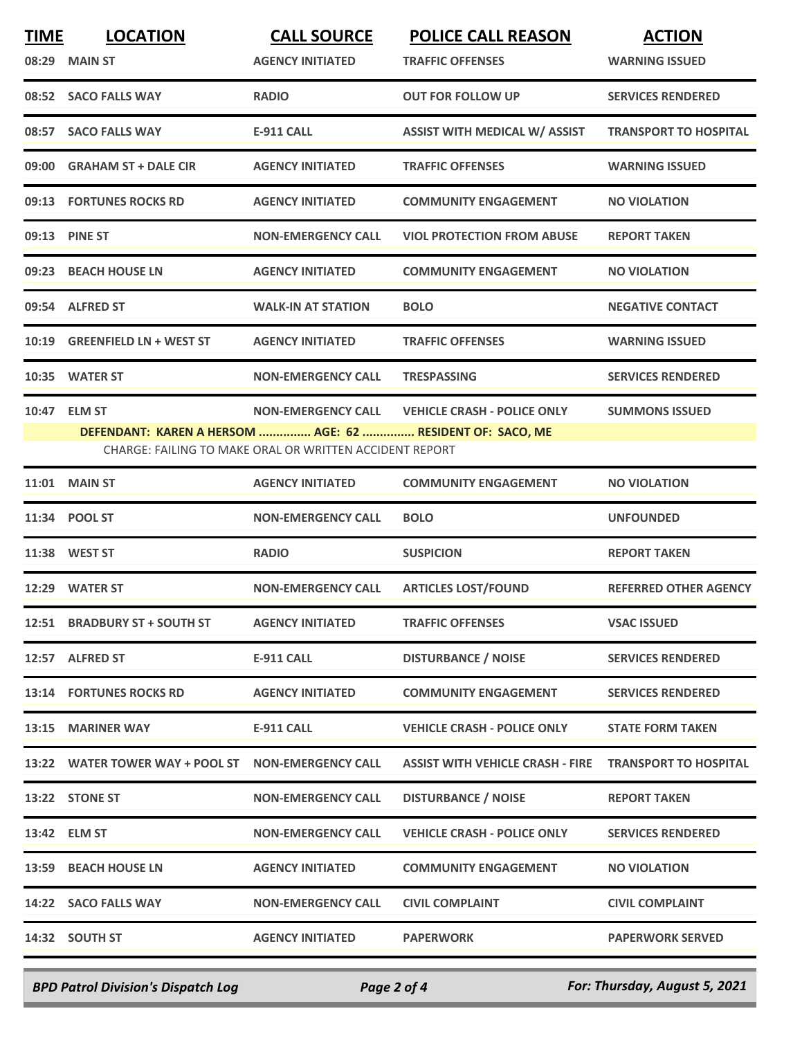| TIME | LOCATION | CALL SOURCE | POLICE CALL REASON | ACTION |
|---|---|---|---|---|
| 08:29 | MAIN ST | AGENCY INITIATED | TRAFFIC OFFENSES | WARNING ISSUED |
| 08:52 | SACO FALLS WAY | RADIO | OUT FOR FOLLOW UP | SERVICES RENDERED |
| 08:57 | SACO FALLS WAY | E-911 CALL | ASSIST WITH MEDICAL W/ ASSIST | TRANSPORT TO HOSPITAL |
| 09:00 | GRAHAM ST + DALE CIR | AGENCY INITIATED | TRAFFIC OFFENSES | WARNING ISSUED |
| 09:13 | FORTUNES ROCKS RD | AGENCY INITIATED | COMMUNITY ENGAGEMENT | NO VIOLATION |
| 09:13 | PINE ST | NON-EMERGENCY CALL | VIOL PROTECTION FROM ABUSE | REPORT TAKEN |
| 09:23 | BEACH HOUSE LN | AGENCY INITIATED | COMMUNITY ENGAGEMENT | NO VIOLATION |
| 09:54 | ALFRED ST | WALK-IN AT STATION | BOLO | NEGATIVE CONTACT |
| 10:19 | GREENFIELD LN + WEST ST | AGENCY INITIATED | TRAFFIC OFFENSES | WARNING ISSUED |
| 10:35 | WATER ST | NON-EMERGENCY CALL | TRESPASSING | SERVICES RENDERED |
| 10:47 | ELM ST | NON-EMERGENCY CALL | VEHICLE CRASH - POLICE ONLY | SUMMONS ISSUED |

**DEFENDANT: KAREN A HERSOM ............... AGE: 62 ............... RESIDENT OF: SACO, ME**

CHARGE: FAILING TO MAKE ORAL OR WRITTEN ACCIDENT REPORT

| TIME | LOCATION | CALL SOURCE | POLICE CALL REASON | ACTION |
|---|---|---|---|---|
| 11:01 | MAIN ST | AGENCY INITIATED | COMMUNITY ENGAGEMENT | NO VIOLATION |
| 11:34 | POOL ST | NON-EMERGENCY CALL | BOLO | UNFOUNDED |
| 11:38 | WEST ST | RADIO | SUSPICION | REPORT TAKEN |
| 12:29 | WATER ST | NON-EMERGENCY CALL | ARTICLES LOST/FOUND | REFERRED OTHER AGENCY |
| 12:51 | BRADBURY ST + SOUTH ST | AGENCY INITIATED | TRAFFIC OFFENSES | VSAC ISSUED |
| 12:57 | ALFRED ST | E-911 CALL | DISTURBANCE / NOISE | SERVICES RENDERED |
| 13:14 | FORTUNES ROCKS RD | AGENCY INITIATED | COMMUNITY ENGAGEMENT | SERVICES RENDERED |
| 13:15 | MARINER WAY | E-911 CALL | VEHICLE CRASH - POLICE ONLY | STATE FORM TAKEN |
| 13:22 | WATER TOWER WAY + POOL ST | NON-EMERGENCY CALL | ASSIST WITH VEHICLE CRASH - FIRE | TRANSPORT TO HOSPITAL |
| 13:22 | STONE ST | NON-EMERGENCY CALL | DISTURBANCE / NOISE | REPORT TAKEN |
| 13:42 | ELM ST | NON-EMERGENCY CALL | VEHICLE CRASH - POLICE ONLY | SERVICES RENDERED |
| 13:59 | BEACH HOUSE LN | AGENCY INITIATED | COMMUNITY ENGAGEMENT | NO VIOLATION |
| 14:22 | SACO FALLS WAY | NON-EMERGENCY CALL | CIVIL COMPLAINT | CIVIL COMPLAINT |
| 14:32 | SOUTH ST | AGENCY INITIATED | PAPERWORK | PAPERWORK SERVED |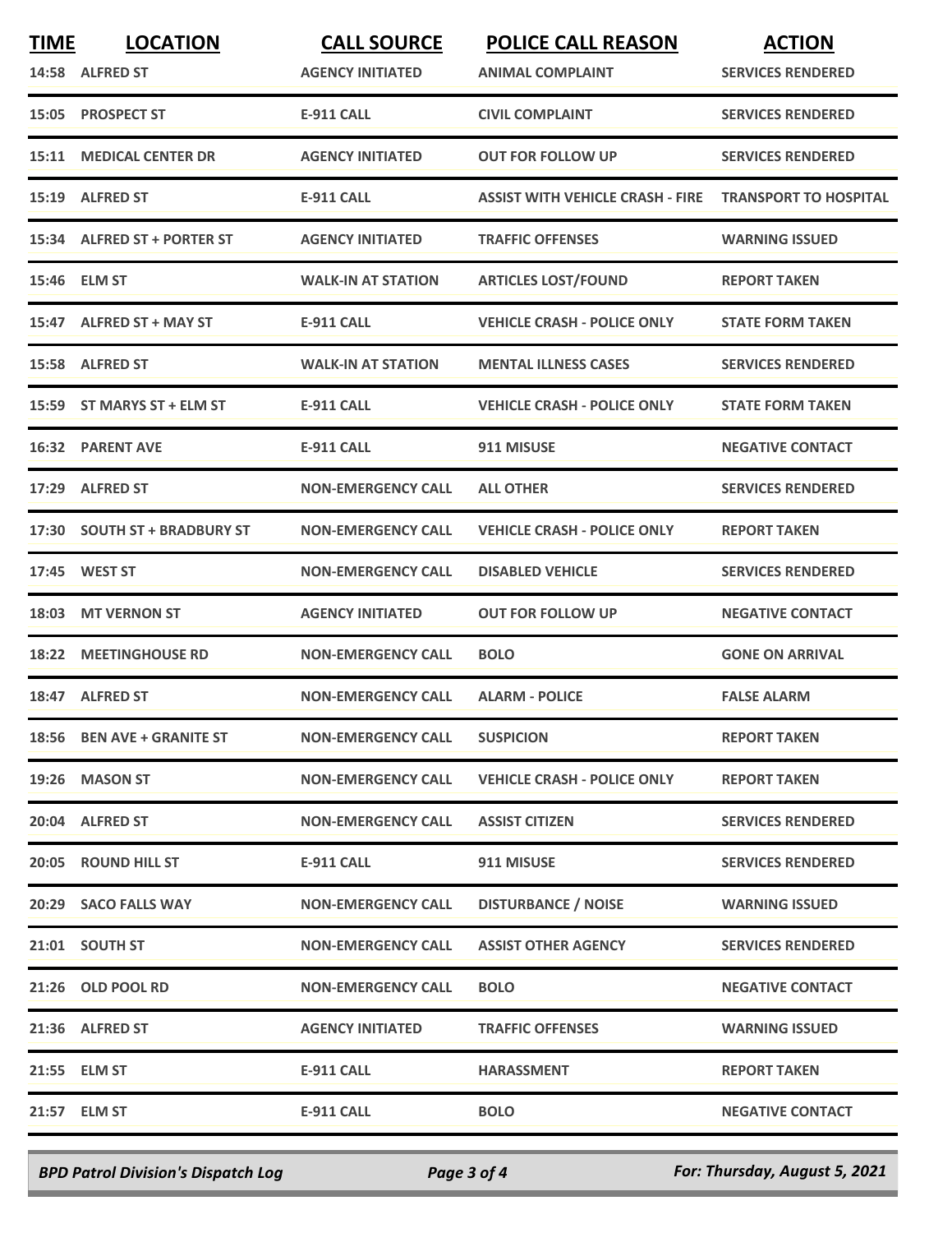| TIME | LOCATION | CALL SOURCE | POLICE CALL REASON | ACTION |
|---|---|---|---|---|
| 14:58 | ALFRED ST | AGENCY INITIATED | ANIMAL COMPLAINT | SERVICES RENDERED |
| 15:05 | PROSPECT ST | E-911 CALL | CIVIL COMPLAINT | SERVICES RENDERED |
| 15:11 | MEDICAL CENTER DR | AGENCY INITIATED | OUT FOR FOLLOW UP | SERVICES RENDERED |
| 15:19 | ALFRED ST | E-911 CALL | ASSIST WITH VEHICLE CRASH - FIRE | TRANSPORT TO HOSPITAL |
| 15:34 | ALFRED ST + PORTER ST | AGENCY INITIATED | TRAFFIC OFFENSES | WARNING ISSUED |
| 15:46 | ELM ST | WALK-IN AT STATION | ARTICLES LOST/FOUND | REPORT TAKEN |
| 15:47 | ALFRED ST + MAY ST | E-911 CALL | VEHICLE CRASH - POLICE ONLY | STATE FORM TAKEN |
| 15:58 | ALFRED ST | WALK-IN AT STATION | MENTAL ILLNESS CASES | SERVICES RENDERED |
| 15:59 | ST MARYS ST + ELM ST | E-911 CALL | VEHICLE CRASH - POLICE ONLY | STATE FORM TAKEN |
| 16:32 | PARENT AVE | E-911 CALL | 911 MISUSE | NEGATIVE CONTACT |
| 17:29 | ALFRED ST | NON-EMERGENCY CALL | ALL OTHER | SERVICES RENDERED |
| 17:30 | SOUTH ST + BRADBURY ST | NON-EMERGENCY CALL | VEHICLE CRASH - POLICE ONLY | REPORT TAKEN |
| 17:45 | WEST ST | NON-EMERGENCY CALL | DISABLED VEHICLE | SERVICES RENDERED |
| 18:03 | MT VERNON ST | AGENCY INITIATED | OUT FOR FOLLOW UP | NEGATIVE CONTACT |
| 18:22 | MEETINGHOUSE RD | NON-EMERGENCY CALL | BOLO | GONE ON ARRIVAL |
| 18:47 | ALFRED ST | NON-EMERGENCY CALL | ALARM - POLICE | FALSE ALARM |
| 18:56 | BEN AVE + GRANITE ST | NON-EMERGENCY CALL | SUSPICION | REPORT TAKEN |
| 19:26 | MASON ST | NON-EMERGENCY CALL | VEHICLE CRASH - POLICE ONLY | REPORT TAKEN |
| 20:04 | ALFRED ST | NON-EMERGENCY CALL | ASSIST CITIZEN | SERVICES RENDERED |
| 20:05 | ROUND HILL ST | E-911 CALL | 911 MISUSE | SERVICES RENDERED |
| 20:29 | SACO FALLS WAY | NON-EMERGENCY CALL | DISTURBANCE / NOISE | WARNING ISSUED |
| 21:01 | SOUTH ST | NON-EMERGENCY CALL | ASSIST OTHER AGENCY | SERVICES RENDERED |
| 21:26 | OLD POOL RD | NON-EMERGENCY CALL | BOLO | NEGATIVE CONTACT |
| 21:36 | ALFRED ST | AGENCY INITIATED | TRAFFIC OFFENSES | WARNING ISSUED |
| 21:55 | ELM ST | E-911 CALL | HARASSMENT | REPORT TAKEN |
| 21:57 | ELM ST | E-911 CALL | BOLO | NEGATIVE CONTACT |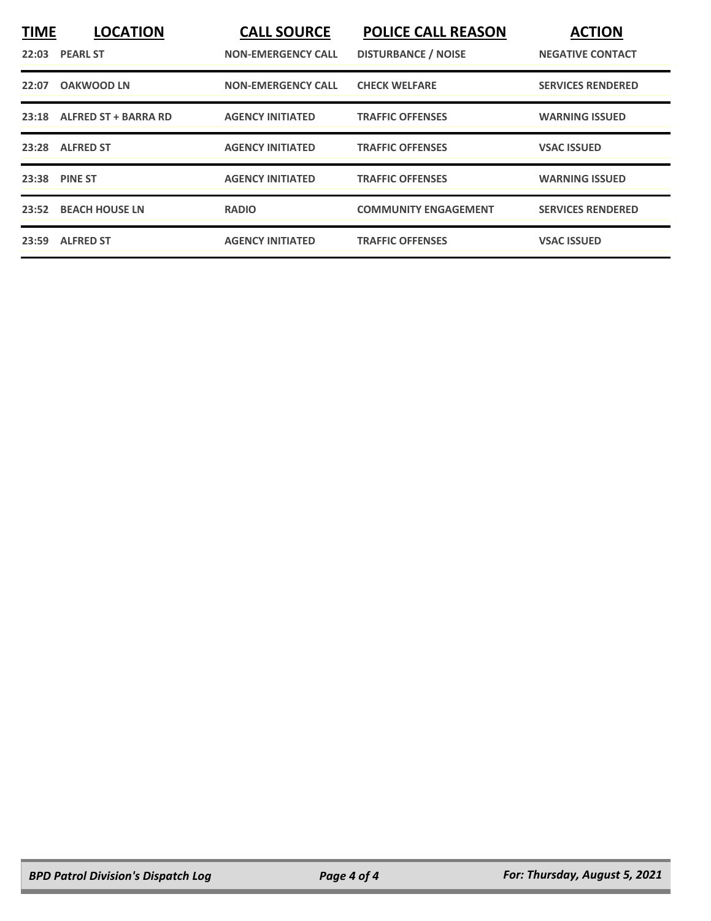| TIME | LOCATION | CALL SOURCE | POLICE CALL REASON | ACTION |
|---|---|---|---|---|
| 22:03 | PEARL ST | NON-EMERGENCY CALL | DISTURBANCE / NOISE | NEGATIVE CONTACT |
| 22:07 | OAKWOOD LN | NON-EMERGENCY CALL | CHECK WELFARE | SERVICES RENDERED |
| 23:18 | ALFRED ST + BARRA RD | AGENCY INITIATED | TRAFFIC OFFENSES | WARNING ISSUED |
| 23:28 | ALFRED ST | AGENCY INITIATED | TRAFFIC OFFENSES | VSAC ISSUED |
| 23:38 | PINE ST | AGENCY INITIATED | TRAFFIC OFFENSES | WARNING ISSUED |
| 23:52 | BEACH HOUSE LN | RADIO | COMMUNITY ENGAGEMENT | SERVICES RENDERED |
| 23:59 | ALFRED ST | AGENCY INITIATED | TRAFFIC OFFENSES | VSAC ISSUED |